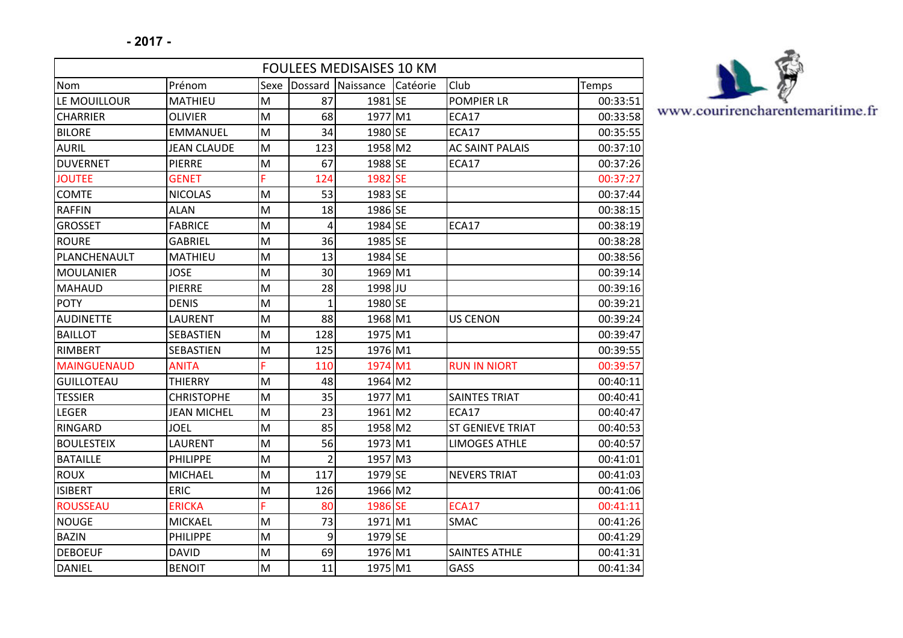**- 2017 -**

www.courirencharentemaritime.fr

| FOULEES MEDISAISES 10 KM | | | | | | | |
|---|---|---|---|---|---|---|---|
| Nom | Prénom | Sexe | Dossard | Naissance | Catéorie | Club | Temps |
| LE MOUILLOUR | MATHIEU | M | 87 | 1981 | SE | POMPIER LR | 00:33:51 |
| CHARRIER | OLIVIER | M | 68 | 1977 | M1 | ECA17 | 00:33:58 |
| BILORE | EMMANUEL | M | 34 | 1980 | SE | ECA17 | 00:35:55 |
| AURIL | JEAN CLAUDE | M | 123 | 1958 | M2 | AC SAINT PALAIS | 00:37:10 |
| DUVERNET | PIERRE | M | 67 | 1988 | SE | ECA17 | 00:37:26 |
| JOUTEE | GENET | F | 124 | 1982 | SE | | 00:37:27 |
| COMTE | NICOLAS | M | 53 | 1983 | SE | | 00:37:44 |
| RAFFIN | ALAN | M | 18 | 1986 | SE | | 00:38:15 |
| GROSSET | FABRICE | M | 4 | 1984 | SE | ECA17 | 00:38:19 |
| ROURE | GABRIEL | M | 36 | 1985 | SE | | 00:38:28 |
| PLANCHENAULT | MATHIEU | M | 13 | 1984 | SE | | 00:38:56 |
| MOULANIER | JOSE | M | 30 | 1969 | M1 | | 00:39:14 |
| MAHAUD | PIERRE | M | 28 | 1998 | JU | | 00:39:16 |
| POTY | DENIS | M | 1 | 1980 | SE | | 00:39:21 |
| AUDINETTE | LAURENT | M | 88 | 1968 | M1 | US CENON | 00:39:24 |
| BAILLOT | SEBASTIEN | M | 128 | 1975 | M1 | | 00:39:47 |
| RIMBERT | SEBASTIEN | M | 125 | 1976 | M1 | | 00:39:55 |
| MAINGUENAUD | ANITA | F | 110 | 1974 | M1 | RUN IN NIORT | 00:39:57 |
| GUILLOTEAU | THIERRY | M | 48 | 1964 | M2 | | 00:40:11 |
| TESSIER | CHRISTOPHE | M | 35 | 1977 | M1 | SAINTES TRIAT | 00:40:41 |
| LEGER | JEAN MICHEL | M | 23 | 1961 | M2 | ECA17 | 00:40:47 |
| RINGARD | JOEL | M | 85 | 1958 | M2 | ST GENIEVE TRIAT | 00:40:53 |
| BOULESTEIX | LAURENT | M | 56 | 1973 | M1 | LIMOGES ATHLE | 00:40:57 |
| BATAILLE | PHILIPPE | M | 2 | 1957 | M3 | | 00:41:01 |
| ROUX | MICHAEL | M | 117 | 1979 | SE | NEVERS TRIAT | 00:41:03 |
| ISIBERT | ERIC | M | 126 | 1966 | M2 | | 00:41:06 |
| ROUSSEAU | ERICKA | F | 80 | 1986 | SE | ECA17 | 00:41:11 |
| NOUGE | MICKAEL | M | 73 | 1971 | M1 | SMAC | 00:41:26 |
| BAZIN | PHILIPPE | M | 9 | 1979 | SE | | 00:41:29 |
| DEBOEUF | DAVID | M | 69 | 1976 | M1 | SAINTES ATHLE | 00:41:31 |
| DANIEL | BENOIT | M | 11 | 1975 | M1 | GASS | 00:41:34 |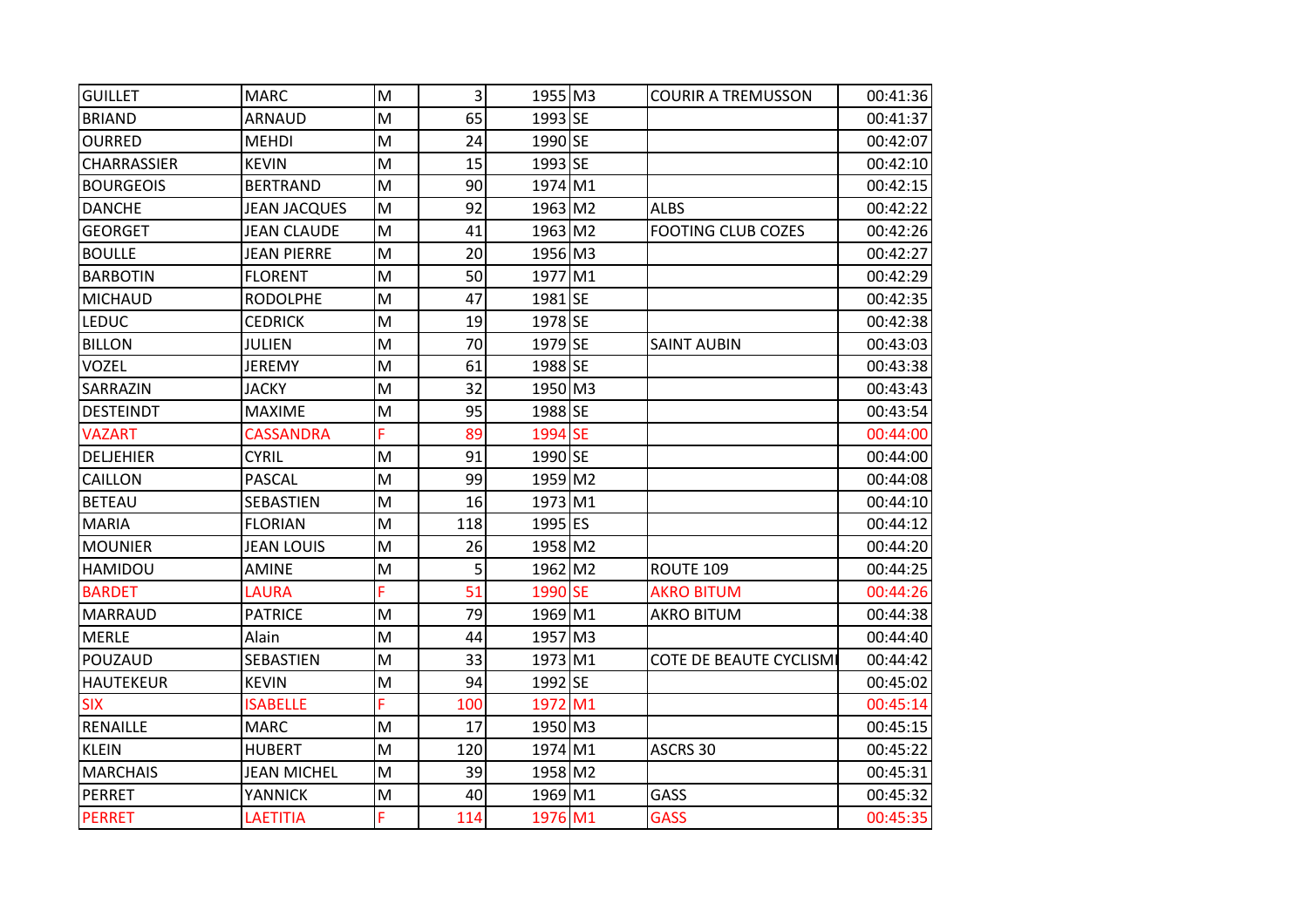| GUILLET | MARC | M | 3 | 1955 | M3 | COURIR A TREMUSSON | 00:41:36 |
|---|---|---|---|---|---|---|---|
| BRIAND | ARNAUD | M | 65 | 1993 | SE | | 00:41:37 |
| OURRED | MEHDI | M | 24 | 1990 | SE | | 00:42:07 |
| CHARRASSIER | KEVIN | M | 15 | 1993 | SE | | 00:42:10 |
| BOURGEOIS | BERTRAND | M | 90 | 1974 | M1 | | 00:42:15 |
| DANCHE | JEAN JACQUES | M | 92 | 1963 | M2 | ALBS | 00:42:22 |
| GEORGET | JEAN CLAUDE | M | 41 | 1963 | M2 | FOOTING CLUB COZES | 00:42:26 |
| BOULLE | JEAN PIERRE | M | 20 | 1956 | M3 | | 00:42:27 |
| BARBOTIN | FLORENT | M | 50 | 1977 | M1 | | 00:42:29 |
| MICHAUD | RODOLPHE | M | 47 | 1981 | SE | | 00:42:35 |
| LEDUC | CEDRICK | M | 19 | 1978 | SE | | 00:42:38 |
| BILLON | JULIEN | M | 70 | 1979 | SE | SAINT AUBIN | 00:43:03 |
| VOZEL | JEREMY | M | 61 | 1988 | SE | | 00:43:38 |
| SARRAZIN | JACKY | M | 32 | 1950 | M3 | | 00:43:43 |
| DESTEINDT | MAXIME | M | 95 | 1988 | SE | | 00:43:54 |
| VAZART | CASSANDRA | F | 89 | 1994 | SE | | 00:44:00 |
| DELJEHIER | CYRIL | M | 91 | 1990 | SE | | 00:44:00 |
| CAILLON | PASCAL | M | 99 | 1959 | M2 | | 00:44:08 |
| BETEAU | SEBASTIEN | M | 16 | 1973 | M1 | | 00:44:10 |
| MARIA | FLORIAN | M | 118 | 1995 | ES | | 00:44:12 |
| MOUNIER | JEAN LOUIS | M | 26 | 1958 | M2 | | 00:44:20 |
| HAMIDOU | AMINE | M | 5 | 1962 | M2 | ROUTE 109 | 00:44:25 |
| BARDET | LAURA | F | 51 | 1990 | SE | AKRO BITUM | 00:44:26 |
| MARRAUD | PATRICE | M | 79 | 1969 | M1 | AKRO BITUM | 00:44:38 |
| MERLE | Alain | M | 44 | 1957 | M3 | | 00:44:40 |
| POUZAUD | SEBASTIEN | M | 33 | 1973 | M1 | COTE DE BEAUTE CYCLISM | 00:44:42 |
| HAUTEKEUR | KEVIN | M | 94 | 1992 | SE | | 00:45:02 |
| SIX | ISABELLE | F | 100 | 1972 | M1 | | 00:45:14 |
| RENAILLE | MARC | M | 17 | 1950 | M3 | | 00:45:15 |
| KLEIN | HUBERT | M | 120 | 1974 | M1 | ASCRS 30 | 00:45:22 |
| MARCHAIS | JEAN MICHEL | M | 39 | 1958 | M2 | | 00:45:31 |
| PERRET | YANNICK | M | 40 | 1969 | M1 | GASS | 00:45:32 |
| PERRET | LAETITIA | F | 114 | 1976 | M1 | GASS | 00:45:35 |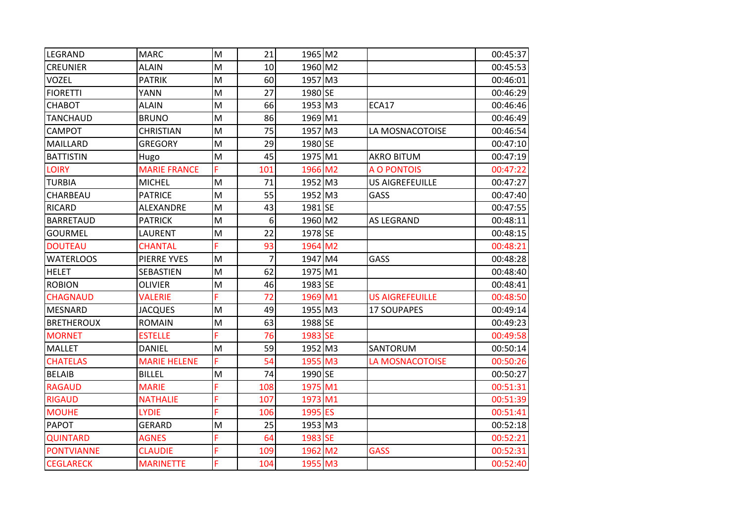| | | | | | | | |
|---|---|---|---|---|---|---|---|
| LEGRAND | MARC | M | 21 | 1965 | M2 | | 00:45:37 |
| CREUNIER | ALAIN | M | 10 | 1960 | M2 | | 00:45:53 |
| VOZEL | PATRIK | M | 60 | 1957 | M3 | | 00:46:01 |
| FIORETTI | YANN | M | 27 | 1980 | SE | | 00:46:29 |
| CHABOT | ALAIN | M | 66 | 1953 | M3 | ECA17 | 00:46:46 |
| TANCHAUD | BRUNO | M | 86 | 1969 | M1 | | 00:46:49 |
| CAMPOT | CHRISTIAN | M | 75 | 1957 | M3 | LA MOSNACOTOISE | 00:46:54 |
| MAILLARD | GREGORY | M | 29 | 1980 | SE | | 00:47:10 |
| BATTISTIN | Hugo | M | 45 | 1975 | M1 | AKRO BITUM | 00:47:19 |
| LOIRY | MARIE FRANCE | F | 101 | 1966 | M2 | A O PONTOIS | 00:47:22 |
| TURBIA | MICHEL | M | 71 | 1952 | M3 | US AIGREFEUILLE | 00:47:27 |
| CHARBEAU | PATRICE | M | 55 | 1952 | M3 | GASS | 00:47:40 |
| RICARD | ALEXANDRE | M | 43 | 1981 | SE | | 00:47:55 |
| BARRETAUD | PATRICK | M | 6 | 1960 | M2 | AS LEGRAND | 00:48:11 |
| GOURMEL | LAURENT | M | 22 | 1978 | SE | | 00:48:15 |
| DOUTEAU | CHANTAL | F | 93 | 1964 | M2 | | 00:48:21 |
| WATERLOOS | PIERRE YVES | M | 7 | 1947 | M4 | GASS | 00:48:28 |
| HELET | SEBASTIEN | M | 62 | 1975 | M1 | | 00:48:40 |
| ROBION | OLIVIER | M | 46 | 1983 | SE | | 00:48:41 |
| CHAGNAUD | VALERIE | F | 72 | 1969 | M1 | US AIGREFEUILLE | 00:48:50 |
| MESNARD | JACQUES | M | 49 | 1955 | M3 | 17 SOUPAPES | 00:49:14 |
| BRETHEROUX | ROMAIN | M | 63 | 1988 | SE | | 00:49:23 |
| MORNET | ESTELLE | F | 76 | 1983 | SE | | 00:49:58 |
| MALLET | DANIEL | M | 59 | 1952 | M3 | SANTORUM | 00:50:14 |
| CHATELAS | MARIE HELENE | F | 54 | 1955 | M3 | LA MOSNACOTOISE | 00:50:26 |
| BELAIB | BILLEL | M | 74 | 1990 | SE | | 00:50:27 |
| RAGAUD | MARIE | F | 108 | 1975 | M1 | | 00:51:31 |
| RIGAUD | NATHALIE | F | 107 | 1973 | M1 | | 00:51:39 |
| MOUHE | LYDIE | F | 106 | 1995 | ES | | 00:51:41 |
| PAPOT | GERARD | M | 25 | 1953 | M3 | | 00:52:18 |
| QUINTARD | AGNES | F | 64 | 1983 | SE | | 00:52:21 |
| PONTVIANNE | CLAUDIE | F | 109 | 1962 | M2 | GASS | 00:52:31 |
| CEGLARECK | MARINETTE | F | 104 | 1955 | M3 | | 00:52:40 |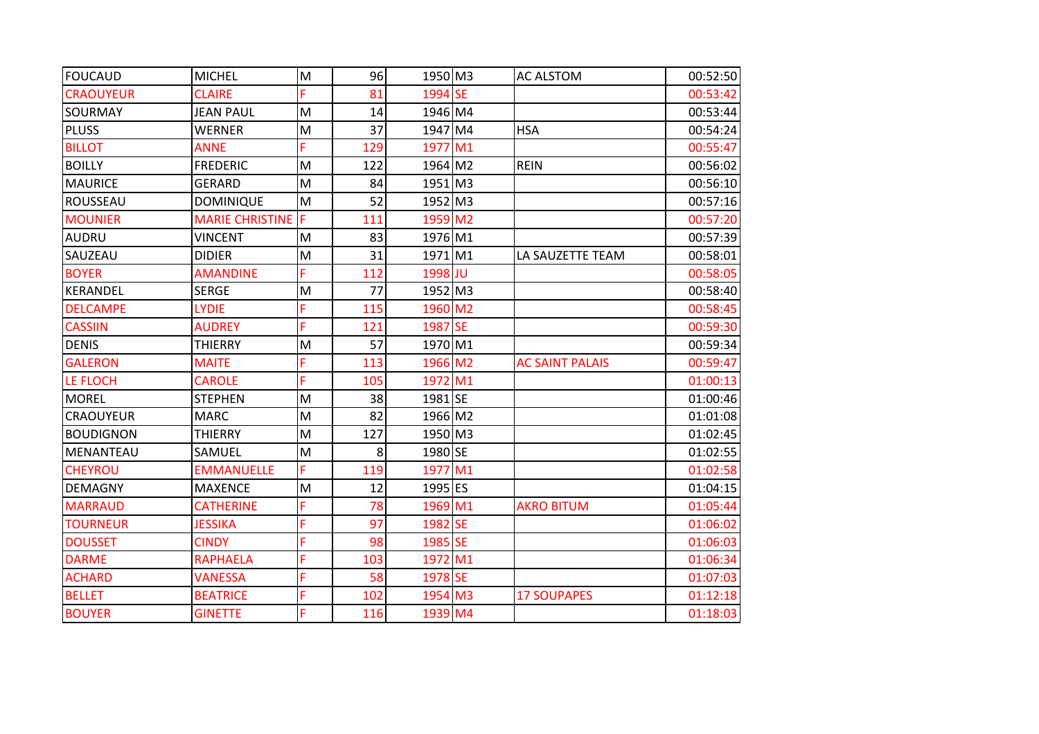| | | | | | | | |
|---|---|---|---|---|---|---|---|
| FOUCAUD | MICHEL | M | 96 | 1950 | M3 | AC ALSTOM | 00:52:50 |
| CRAOUYEUR | CLAIRE | F | 81 | 1994 | SE | | 00:53:42 |
| SOURMAY | JEAN PAUL | M | 14 | 1946 | M4 | | 00:53:44 |
| PLUSS | WERNER | M | 37 | 1947 | M4 | HSA | 00:54:24 |
| BILLOT | ANNE | F | 129 | 1977 | M1 | | 00:55:47 |
| BOILLY | FREDERIC | M | 122 | 1964 | M2 | REIN | 00:56:02 |
| MAURICE | GERARD | M | 84 | 1951 | M3 | | 00:56:10 |
| ROUSSEAU | DOMINIQUE | M | 52 | 1952 | M3 | | 00:57:16 |
| MOUNIER | MARIE CHRISTINE | F | 111 | 1959 | M2 | | 00:57:20 |
| AUDRU | VINCENT | M | 83 | 1976 | M1 | | 00:57:39 |
| SAUZEAU | DIDIER | M | 31 | 1971 | M1 | LA SAUZETTE TEAM | 00:58:01 |
| BOYER | AMANDINE | F | 112 | 1998 | JU | | 00:58:05 |
| KERANDEL | SERGE | M | 77 | 1952 | M3 | | 00:58:40 |
| DELCAMPE | LYDIE | F | 115 | 1960 | M2 | | 00:58:45 |
| CASSIIN | AUDREY | F | 121 | 1987 | SE | | 00:59:30 |
| DENIS | THIERRY | M | 57 | 1970 | M1 | | 00:59:34 |
| GALERON | MAITE | F | 113 | 1966 | M2 | AC SAINT PALAIS | 00:59:47 |
| LE FLOCH | CAROLE | F | 105 | 1972 | M1 | | 01:00:13 |
| MOREL | STEPHEN | M | 38 | 1981 | SE | | 01:00:46 |
| CRAOUYEUR | MARC | M | 82 | 1966 | M2 | | 01:01:08 |
| BOUDIGNON | THIERRY | M | 127 | 1950 | M3 | | 01:02:45 |
| MENANTEAU | SAMUEL | M | 8 | 1980 | SE | | 01:02:55 |
| CHEYROU | EMMANUELLE | F | 119 | 1977 | M1 | | 01:02:58 |
| DEMAGNY | MAXENCE | M | 12 | 1995 | ES | | 01:04:15 |
| MARRAUD | CATHERINE | F | 78 | 1969 | M1 | AKRO BITUM | 01:05:44 |
| TOURNEUR | JESSIKA | F | 97 | 1982 | SE | | 01:06:02 |
| DOUSSET | CINDY | F | 98 | 1985 | SE | | 01:06:03 |
| DARME | RAPHAELA | F | 103 | 1972 | M1 | | 01:06:34 |
| ACHARD | VANESSA | F | 58 | 1978 | SE | | 01:07:03 |
| BELLET | BEATRICE | F | 102 | 1954 | M3 | 17 SOUPAPES | 01:12:18 |
| BOUYER | GINETTE | F | 116 | 1939 | M4 | | 01:18:03 |